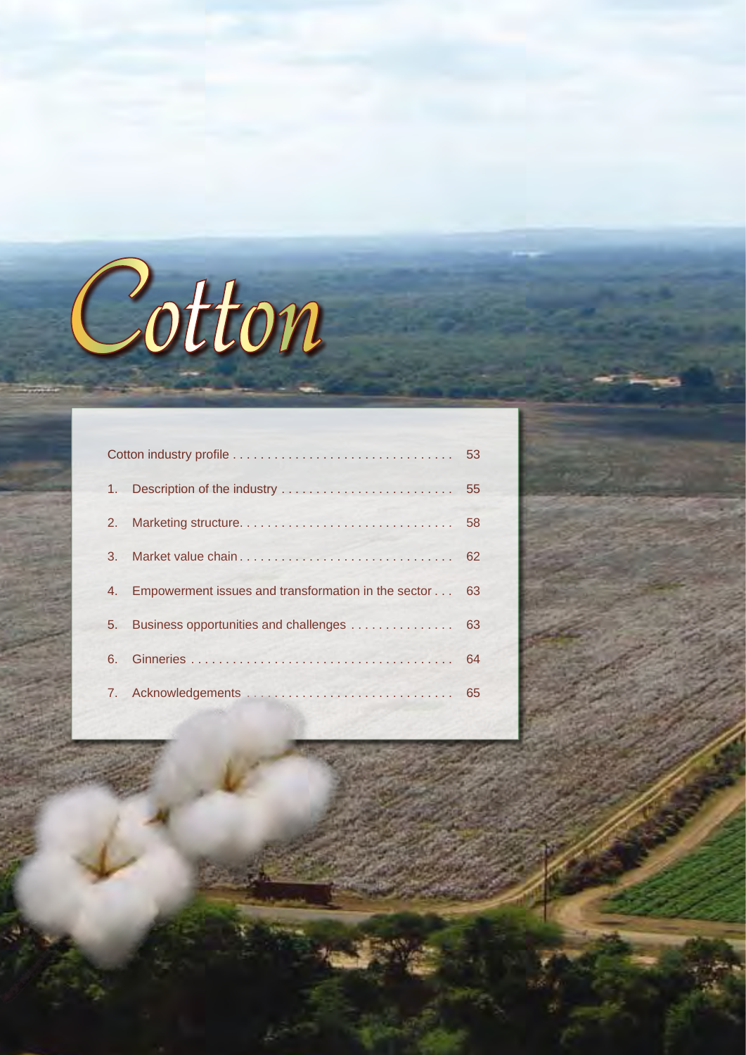# Cotton

| | | |
|---|---|---|
| Cotton industry profile | | 53 |
| 1. | Description of the industry | 55 |
| 2. | Marketing structure | 58 |
| 3. | Market value chain | 62 |
| 4. | Empowerment issues and transformation in the sector | 63 |
| 5. | Business opportunities and challenges | 63 |
| 6. | Ginneries | 64 |
| 7. | Acknowledgements | 65 |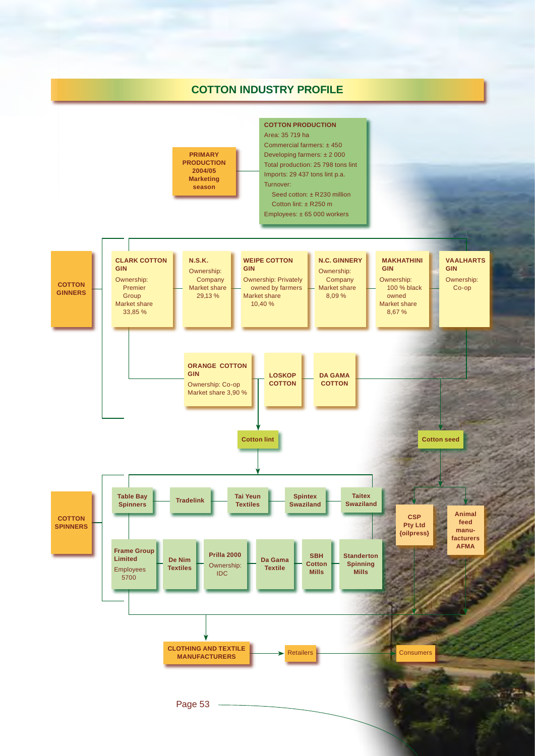# COTTON INDUSTRY PROFILE

**PRIMARY PRODUCTION 2004/05 Marketing season**

**COTTON PRODUCTION**
Area: 35 719 ha
Commercial farmers: ± 450
Developing farmers: ± 2 000
Total production: 25 798 tons lint
Imports: 29 437 tons lint p.a.
Turnover:
- Seed cotton: ± R230 million
- Cotton lint: ± R250 m

Employees: ± 65 000 workers

## COTTON GINNERS

- **CLARK COTTON GIN** — Ownership: Premier Group; Market share 33,85 %
- **N.S.K.** — Ownership: Company; Market share 29,13 %
- **WEIPE COTTON GIN** — Ownership: Privately owned by farmers; Market share 10,40 %
- **N.C. GINNERY** — Ownership: Company; Market share 8,09 %
- **MAKHATHINI GIN** — Ownership: 100 % black owned; Market share 8,67 %
- **VAALHARTS GIN** — Ownership: Co-op
- **ORANGE COTTON GIN** — Ownership: Co-op; Market share 3,90 %
- **LOSKOP COTTON**
- **DA GAMA COTTON**

**Cotton lint** → Cotton spinners

**Cotton seed** → CSP Pty Ltd {oilpress}; Animal feed manufacturers AFMA

## COTTON SPINNERS

- **Table Bay Spinners**
- **Tradelink**
- **Tai Yeun Textiles**
- **Spintex Swaziland**
- **Taitex Swaziland**
- **Frame Group Limited** — Employees 5700
- **De Nim Textiles**
- **Prilla 2000** — Ownership: IDC
- **Da Gama Textile**
- **SBH Cotton Mills**
- **Standerton Spinning Mills**

**CLOTHING AND TEXTILE MANUFACTURERS** → Retailers → Consumers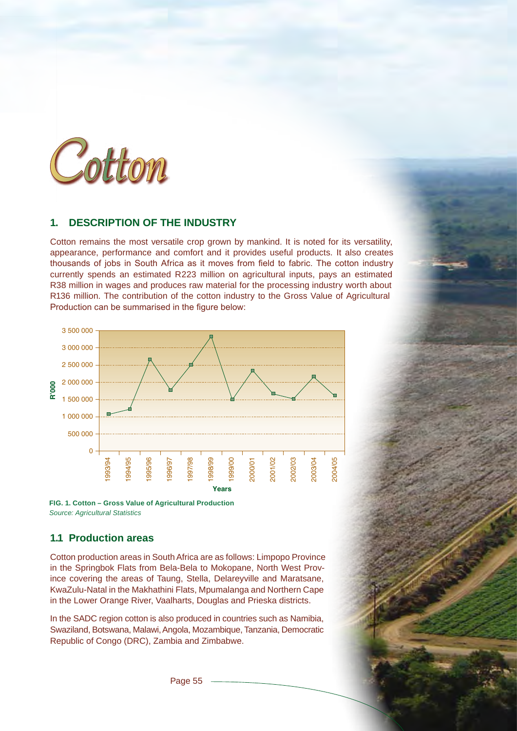# Cotton

## 1. DESCRIPTION OF THE INDUSTRY

Cotton remains the most versatile crop grown by mankind. It is noted for its versatility, appearance, performance and comfort and it provides useful products. It also creates thousands of jobs in South Africa as it moves from field to fabric. The cotton industry currently spends an estimated R223 million on agricultural inputs, pays an estimated R38 million in wages and produces raw material for the processing industry worth about R136 million. The contribution of the cotton industry to the Gross Value of Agricultural Production can be summarised in the figure below:

**FIG. 1. Cotton – Gross Value of Agricultural Production**
*Source: Agricultural Statistics*

### 1.1 Production areas

Cotton production areas in South Africa are as follows: Limpopo Province in the Springbok Flats from Bela-Bela to Mokopane, North West Province covering the areas of Taung, Stella, Delareyville and Maratsane, KwaZulu-Natal in the Makhathini Flats, Mpumalanga and Northern Cape in the Lower Orange River, Vaalharts, Douglas and Prieska districts.

In the SADC region cotton is also produced in countries such as Namibia, Swaziland, Botswana, Malawi, Angola, Mozambique, Tanzania, Democratic Republic of Congo (DRC), Zambia and Zimbabwe.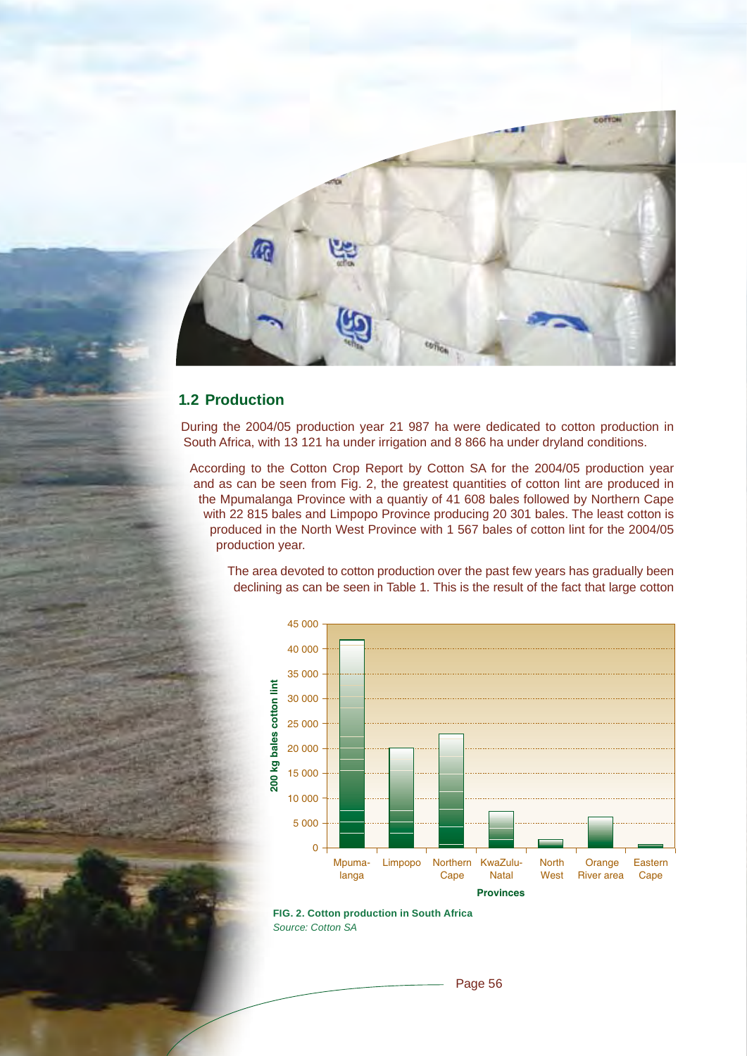## 1.2 Production

During the 2004/05 production year 21 987 ha were dedicated to cotton production in South Africa, with 13 121 ha under irrigation and 8 866 ha under dryland conditions.

According to the Cotton Crop Report by Cotton SA for the 2004/05 production year and as can be seen from Fig. 2, the greatest quantities of cotton lint are produced in the Mpumalanga Province with a quantiy of 41 608 bales followed by Northern Cape with 22 815 bales and Limpopo Province producing 20 301 bales. The least cotton is produced in the North West Province with 1 567 bales of cotton lint for the 2004/05 production year.

The area devoted to cotton production over the past few years has gradually been declining as can be seen in Table 1. This is the result of the fact that large cotton

**FIG. 2. Cotton production in South Africa**
*Source: Cotton SA*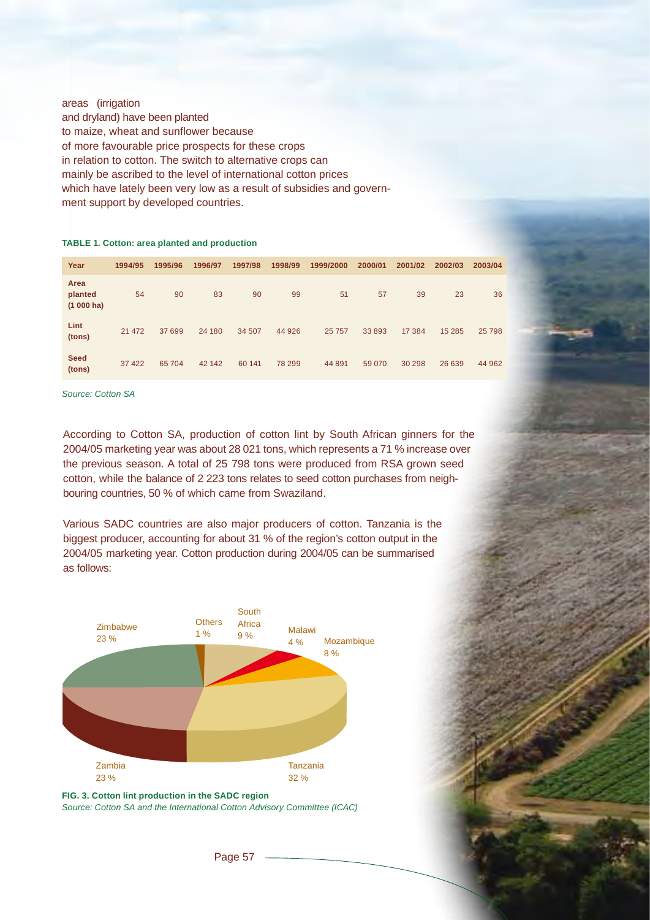areas (irrigation and dryland) have been planted to maize, wheat and sunflower because of more favourable price prospects for these crops in relation to cotton. The switch to alternative crops can mainly be ascribed to the level of international cotton prices which have lately been very low as a result of subsidies and government support by developed countries.

**TABLE 1. Cotton: area planted and production**

| Year | 1994/95 | 1995/96 | 1996/97 | 1997/98 | 1998/99 | 1999/2000 | 2000/01 | 2001/02 | 2002/03 | 2003/04 |
|---|---|---|---|---|---|---|---|---|---|---|
| Area planted (1 000 ha) | 54 | 90 | 83 | 90 | 99 | 51 | 57 | 39 | 23 | 36 |
| Lint (tons) | 21 472 | 37 699 | 24 180 | 34 507 | 44 926 | 25 757 | 33 893 | 17 384 | 15 285 | 25 798 |
| Seed (tons) | 37 422 | 65 704 | 42 142 | 60 141 | 78 299 | 44 891 | 59 070 | 30 298 | 26 639 | 44 962 |

*Source: Cotton SA*

According to Cotton SA, production of cotton lint by South African ginners for the 2004/05 marketing year was about 28 021 tons, which represents a 71 % increase over the previous season. A total of 25 798 tons were produced from RSA grown seed cotton, while the balance of 2 223 tons relates to seed cotton purchases from neighbouring countries, 50 % of which came from Swaziland.

Various SADC countries are also major producers of cotton. Tanzania is the biggest producer, accounting for about 31 % of the region's cotton output in the 2004/05 marketing year. Cotton production during 2004/05 can be summarised as follows:

Zimbabwe 23 %, Others 1 %, South Africa 9 %, Malawi 4 %, Mozambique 8 %, Zambia 23 %, Tanzania 32 %

**FIG. 3. Cotton lint production in the SADC region**
*Source: Cotton SA and the International Cotton Advisory Committee (ICAC)*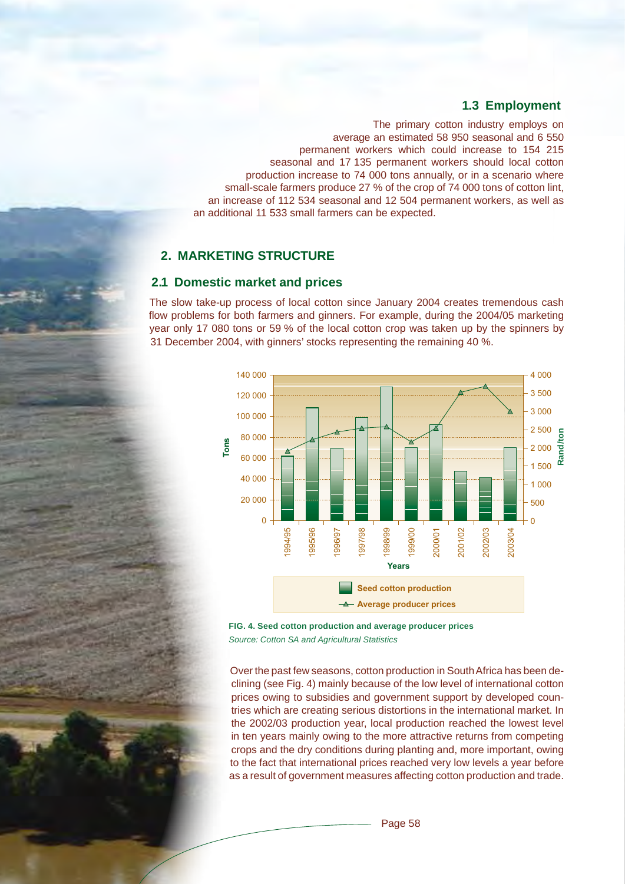### 1.3 Employment

The primary cotton industry employs on average an estimated 58 950 seasonal and 6 550 permanent workers which could increase to 154 215 seasonal and 17 135 permanent workers should local cotton production increase to 74 000 tons annually, or in a scenario where small-scale farmers produce 27 % of the crop of 74 000 tons of cotton lint, an increase of 112 534 seasonal and 12 504 permanent workers, as well as an additional 11 533 small farmers can be expected.

## 2. MARKETING STRUCTURE

### 2.1 Domestic market and prices

The slow take-up process of local cotton since January 2004 creates tremendous cash flow problems for both farmers and ginners. For example, during the 2004/05 marketing year only 17 080 tons or 59 % of the local cotton crop was taken up by the spinners by 31 December 2004, with ginners' stocks representing the remaining 40 %.

**FIG. 4. Seed cotton production and average producer prices**
*Source: Cotton SA and Agricultural Statistics*

Over the past few seasons, cotton production in South Africa has been declining (see Fig. 4) mainly because of the low level of international cotton prices owing to subsidies and government support by developed countries which are creating serious distortions in the international market. In the 2002/03 production year, local production reached the lowest level in ten years mainly owing to the more attractive returns from competing crops and the dry conditions during planting and, more important, owing to the fact that international prices reached very low levels a year before as a result of government measures affecting cotton production and trade.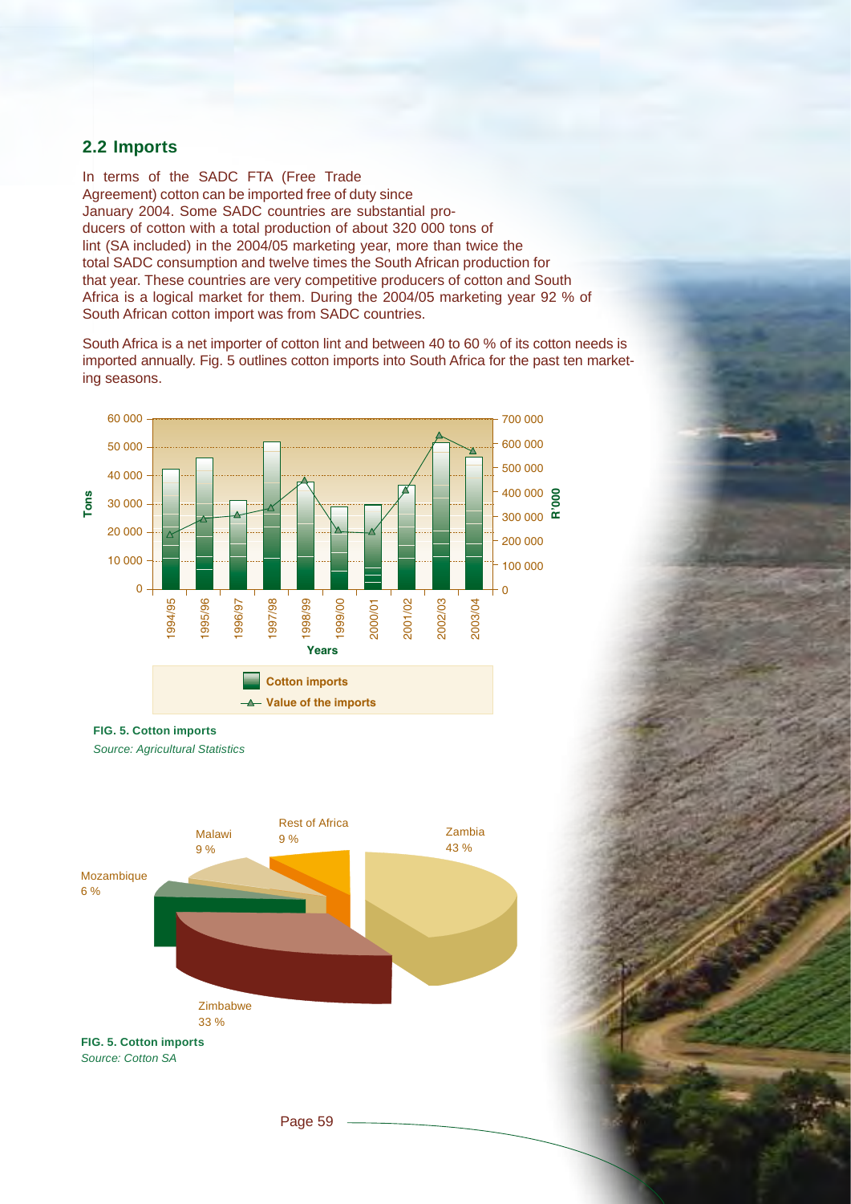## 2.2 Imports

In terms of the SADC FTA (Free Trade Agreement) cotton can be imported free of duty since January 2004. Some SADC countries are substantial producers of cotton with a total production of about 320 000 tons of lint (SA included) in the 2004/05 marketing year, more than twice the total SADC consumption and twelve times the South African production for that year. These countries are very competitive producers of cotton and South Africa is a logical market for them. During the 2004/05 marketing year 92 % of South African cotton import was from SADC countries.

South Africa is a net importer of cotton lint and between 40 to 60 % of its cotton needs is imported annually. Fig. 5 outlines cotton imports into South Africa for the past ten marketing seasons.

**FIG. 5. Cotton imports**
*Source: Agricultural Statistics*

**FIG. 5. Cotton imports**
*Source: Cotton SA*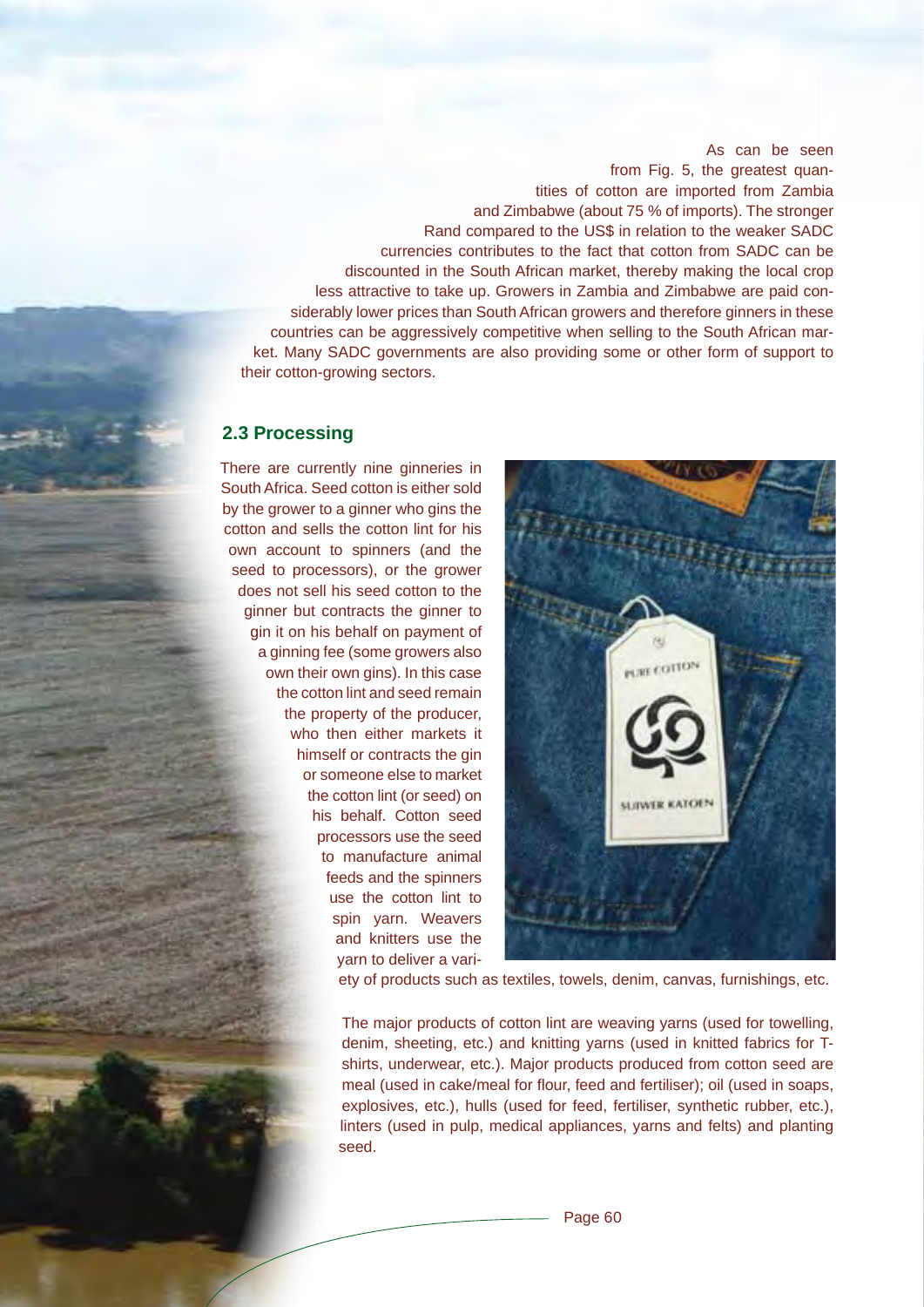As can be seen from Fig. 5, the greatest quantities of cotton are imported from Zambia and Zimbabwe (about 75 % of imports). The stronger Rand compared to the US$ in relation to the weaker SADC currencies contributes to the fact that cotton from SADC can be discounted in the South African market, thereby making the local crop less attractive to take up. Growers in Zambia and Zimbabwe are paid considerably lower prices than South African growers and therefore ginners in these countries can be aggressively competitive when selling to the South African market. Many SADC governments are also providing some or other form of support to their cotton-growing sectors.

## 2.3 Processing

There are currently nine ginneries in South Africa. Seed cotton is either sold by the grower to a ginner who gins the cotton and sells the cotton lint for his own account to spinners (and the seed to processors), or the grower does not sell his seed cotton to the ginner but contracts the ginner to gin it on his behalf on payment of a ginning fee (some growers also own their own gins). In this case the cotton lint and seed remain the property of the producer, who then either markets it himself or contracts the gin or someone else to market the cotton lint (or seed) on his behalf. Cotton seed processors use the seed to manufacture animal feeds and the spinners use the cotton lint to spin yarn. Weavers and knitters use the yarn to deliver a variety of products such as textiles, towels, denim, canvas, furnishings, etc.

The major products of cotton lint are weaving yarns (used for towelling, denim, sheeting, etc.) and knitting yarns (used in knitted fabrics for T-shirts, underwear, etc.). Major products produced from cotton seed are meal (used in cake/meal for flour, feed and fertiliser); oil (used in soaps, explosives, etc.), hulls (used for feed, fertiliser, synthetic rubber, etc.), linters (used in pulp, medical appliances, yarns and felts) and planting seed.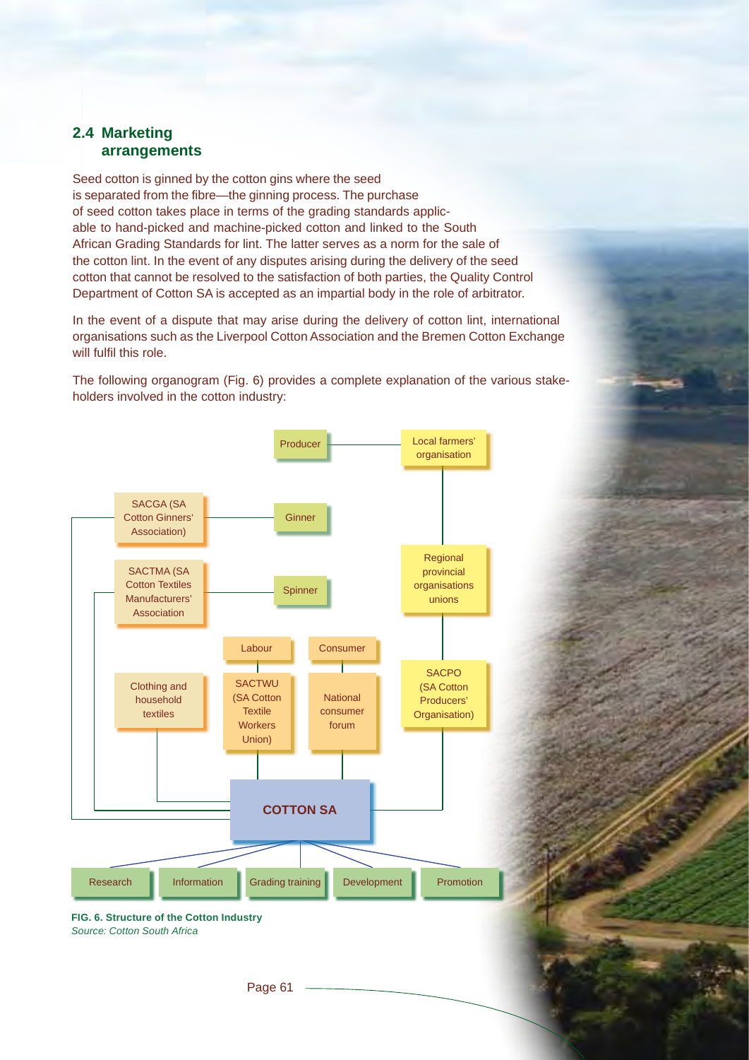## 2.4 Marketing arrangements

Seed cotton is ginned by the cotton gins where the seed is separated from the fibre—the ginning process. The purchase of seed cotton takes place in terms of the grading standards applicable to hand-picked and machine-picked cotton and linked to the South African Grading Standards for lint. The latter serves as a norm for the sale of the cotton lint. In the event of any disputes arising during the delivery of the seed cotton that cannot be resolved to the satisfaction of both parties, the Quality Control Department of Cotton SA is accepted as an impartial body in the role of arbitrator.

In the event of a dispute that may arise during the delivery of cotton lint, international organisations such as the Liverpool Cotton Association and the Bremen Cotton Exchange will fulfil this role.

The following organogram (Fig. 6) provides a complete explanation of the various stakeholders involved in the cotton industry:

Producer

Local farmers' organisation

SACGA (SA Cotton Ginners' Association)

Ginner

Regional provincial organisations unions

SACTMA (SA Cotton Textiles Manufacturers' Association

Spinner

Labour

Consumer

Clothing and household textiles

SACTWU (SA Cotton Textile Workers Union)

National consumer forum

SACPO (SA Cotton Producers' Organisation)

COTTON SA

Research

Information

Grading training

Development

Promotion

**FIG. 6. Structure of the Cotton Industry**
*Source: Cotton South Africa*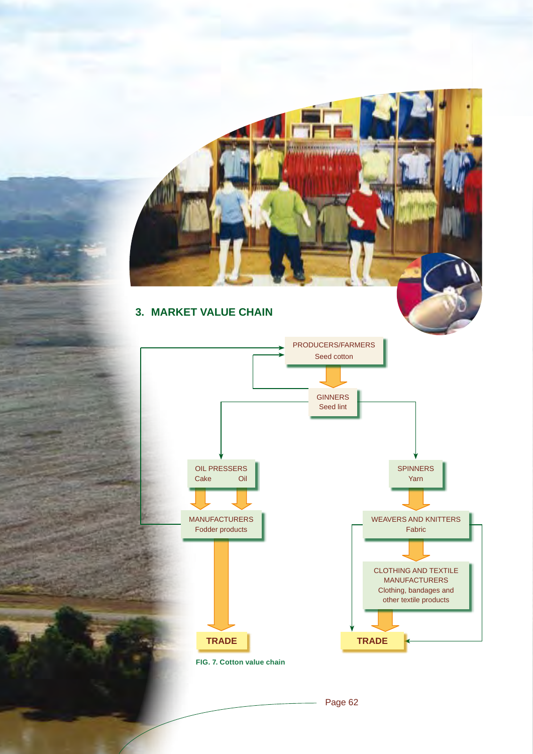## 3. MARKET VALUE CHAIN

PRODUCERS/FARMERS
Seed cotton

GINNERS
Seed lint

OIL PRESSERS
Cake Oil

SPINNERS
Yarn

MANUFACTURERS
Fodder products

WEAVERS AND KNITTERS
Fabric

CLOTHING AND TEXTILE MANUFACTURERS
Clothing, bandages and other textile products

TRADE

TRADE

**FIG. 7. Cotton value chain**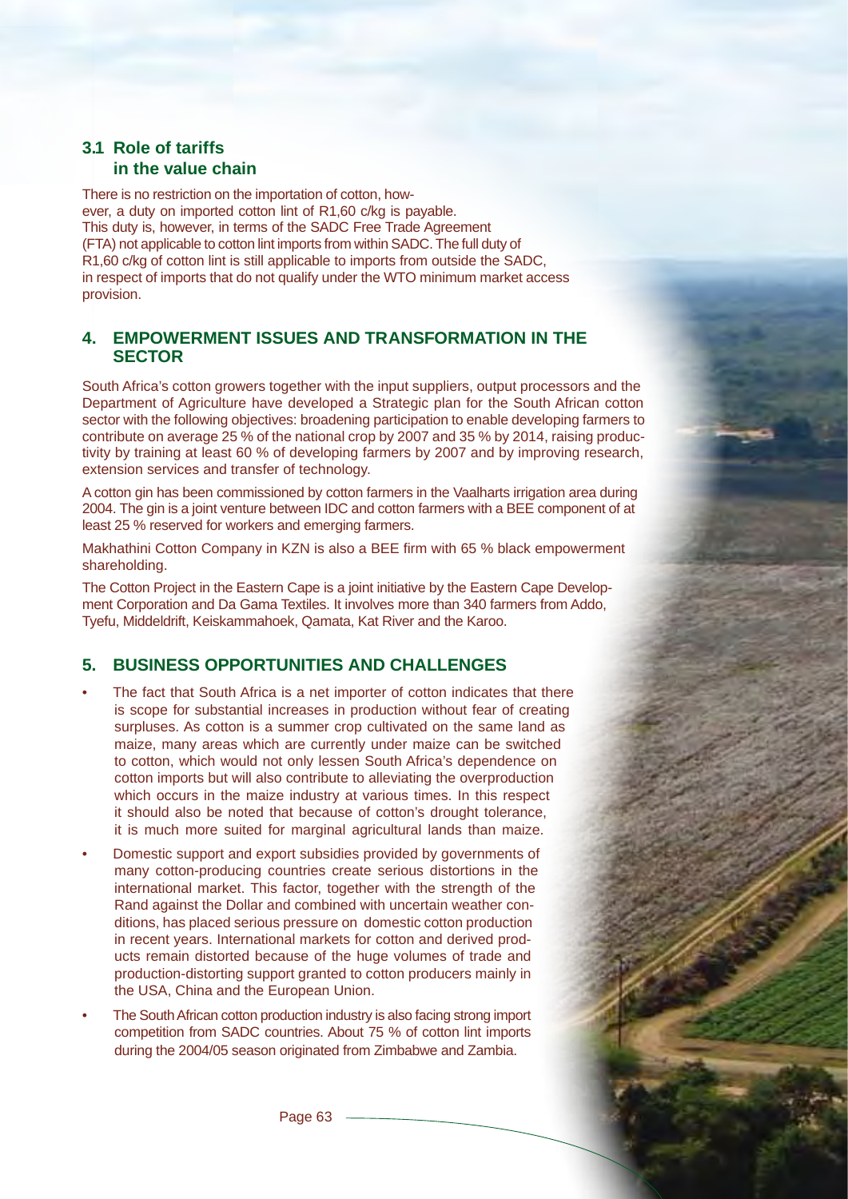### 3.1 Role of tariffs in the value chain

There is no restriction on the importation of cotton, however, a duty on imported cotton lint of R1,60 c/kg is payable. This duty is, however, in terms of the SADC Free Trade Agreement (FTA) not applicable to cotton lint imports from within SADC. The full duty of R1,60 c/kg of cotton lint is still applicable to imports from outside the SADC, in respect of imports that do not qualify under the WTO minimum market access provision.

## 4. EMPOWERMENT ISSUES AND TRANSFORMATION IN THE SECTOR

South Africa's cotton growers together with the input suppliers, output processors and the Department of Agriculture have developed a Strategic plan for the South African cotton sector with the following objectives: broadening participation to enable developing farmers to contribute on average 25 % of the national crop by 2007 and 35 % by 2014, raising productivity by training at least 60 % of developing farmers by 2007 and by improving research, extension services and transfer of technology.

A cotton gin has been commissioned by cotton farmers in the Vaalharts irrigation area during 2004. The gin is a joint venture between IDC and cotton farmers with a BEE component of at least 25 % reserved for workers and emerging farmers.

Makhathini Cotton Company in KZN is also a BEE firm with 65 % black empowerment shareholding.

The Cotton Project in the Eastern Cape is a joint initiative by the Eastern Cape Development Corporation and Da Gama Textiles. It involves more than 340 farmers from Addo, Tyefu, Middeldrift, Keiskammahoek, Qamata, Kat River and the Karoo.

## 5. BUSINESS OPPORTUNITIES AND CHALLENGES

- The fact that South Africa is a net importer of cotton indicates that there is scope for substantial increases in production without fear of creating surpluses. As cotton is a summer crop cultivated on the same land as maize, many areas which are currently under maize can be switched to cotton, which would not only lessen South Africa's dependence on cotton imports but will also contribute to alleviating the overproduction which occurs in the maize industry at various times. In this respect it should also be noted that because of cotton's drought tolerance, it is much more suited for marginal agricultural lands than maize.
- Domestic support and export subsidies provided by governments of many cotton-producing countries create serious distortions in the international market. This factor, together with the strength of the Rand against the Dollar and combined with uncertain weather conditions, has placed serious pressure on domestic cotton production in recent years. International markets for cotton and derived products remain distorted because of the huge volumes of trade and production-distorting support granted to cotton producers mainly in the USA, China and the European Union.
- The South African cotton production industry is also facing strong import competition from SADC countries. About 75 % of cotton lint imports during the 2004/05 season originated from Zimbabwe and Zambia.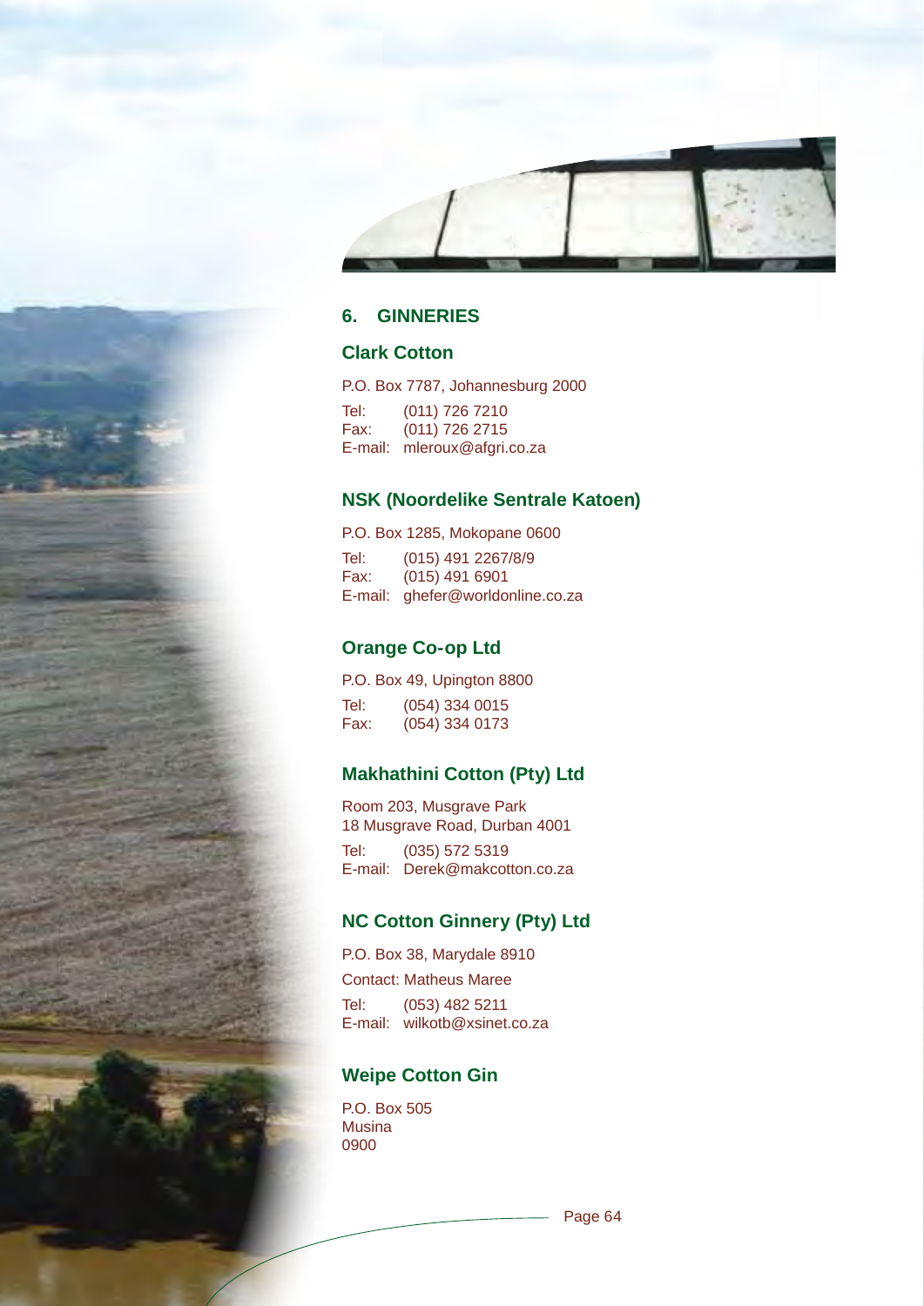## 6. GINNERIES

### Clark Cotton

P.O. Box 7787, Johannesburg 2000

Tel: (011) 726 7210
Fax: (011) 726 2715
E-mail: mleroux@afgri.co.za

### NSK (Noordelike Sentrale Katoen)

P.O. Box 1285, Mokopane 0600

Tel: (015) 491 2267/8/9
Fax: (015) 491 6901
E-mail: ghefer@worldonline.co.za

### Orange Co-op Ltd

P.O. Box 49, Upington 8800

Tel: (054) 334 0015
Fax: (054) 334 0173

### Makhathini Cotton (Pty) Ltd

Room 203, Musgrave Park
18 Musgrave Road, Durban 4001

Tel: (035) 572 5319
E-mail: Derek@makcotton.co.za

### NC Cotton Ginnery (Pty) Ltd

P.O. Box 38, Marydale 8910

Contact: Matheus Maree

Tel: (053) 482 5211
E-mail: wilkotb@xsinet.co.za

### Weipe Cotton Gin

P.O. Box 505
Musina
0900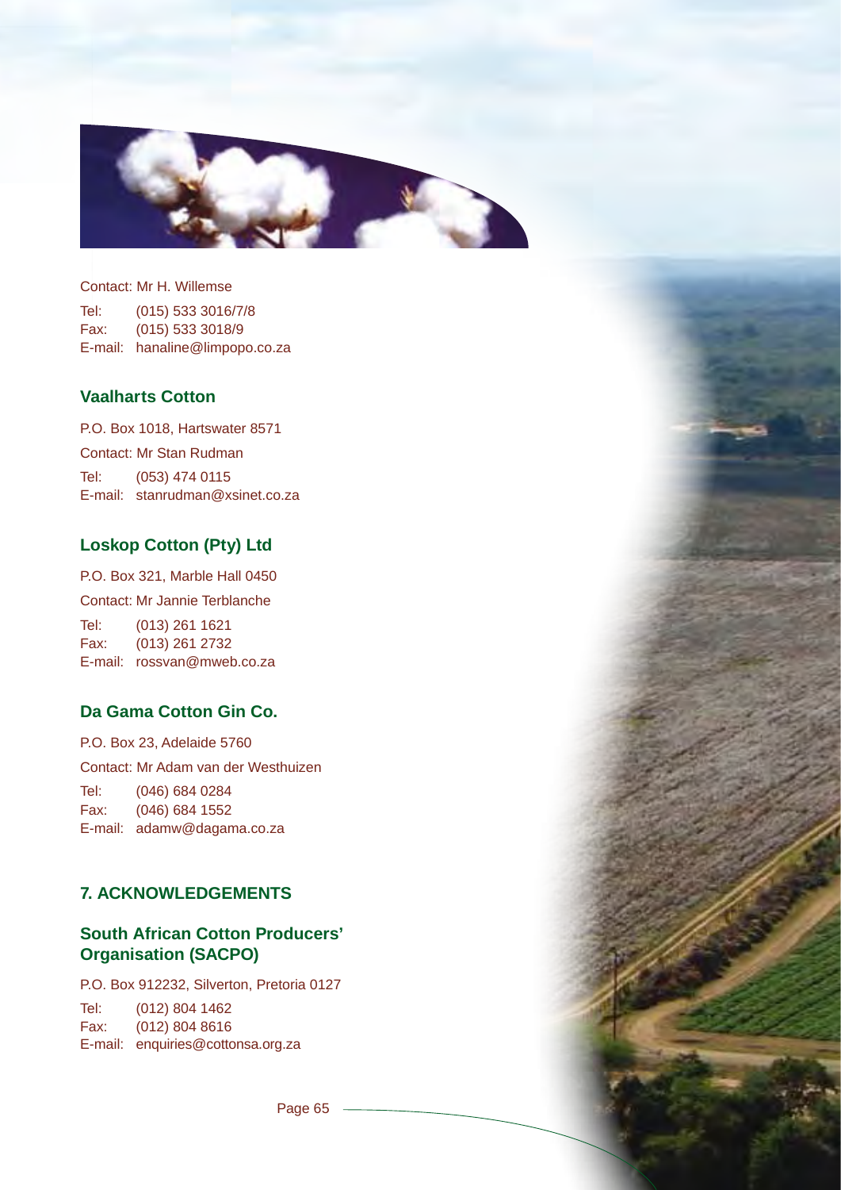Contact: Mr H. Willemse

Tel: (015) 533 3016/7/8
Fax: (015) 533 3018/9
E-mail: hanaline@limpopo.co.za

### Vaalharts Cotton

P.O. Box 1018, Hartswater 8571

Contact: Mr Stan Rudman

Tel: (053) 474 0115
E-mail: stanrudman@xsinet.co.za

### Loskop Cotton (Pty) Ltd

P.O. Box 321, Marble Hall 0450

Contact: Mr Jannie Terblanche

Tel: (013) 261 1621
Fax: (013) 261 2732
E-mail: rossvan@mweb.co.za

### Da Gama Cotton Gin Co.

P.O. Box 23, Adelaide 5760

Contact: Mr Adam van der Westhuizen

Tel: (046) 684 0284
Fax: (046) 684 1552
E-mail: adamw@dagama.co.za

## 7. ACKNOWLEDGEMENTS

### South African Cotton Producers' Organisation (SACPO)

P.O. Box 912232, Silverton, Pretoria 0127

Tel: (012) 804 1462
Fax: (012) 804 8616
E-mail: enquiries@cottonsa.org.za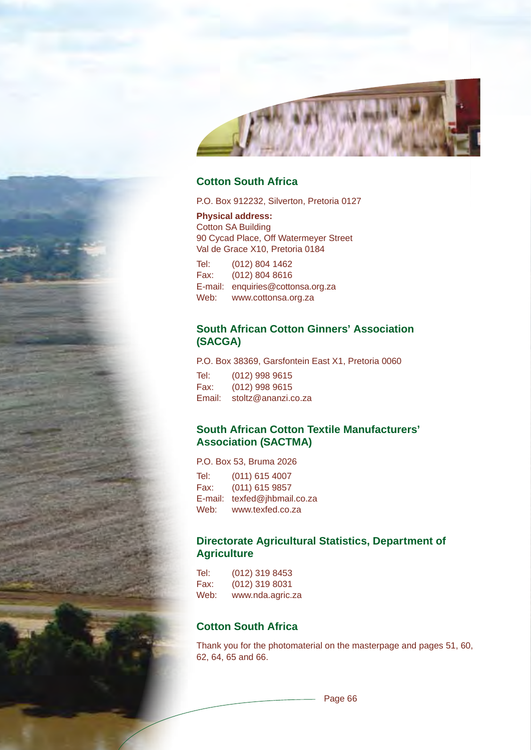## Cotton South Africa

P.O. Box 912232, Silverton, Pretoria 0127

**Physical address:**
Cotton SA Building
90 Cycad Place, Off Watermeyer Street
Val de Grace X10, Pretoria 0184

Tel: (012) 804 1462
Fax: (012) 804 8616
E-mail: enquiries@cottonsa.org.za
Web: www.cottonsa.org.za

## South African Cotton Ginners' Association (SACGA)

P.O. Box 38369, Garsfontein East X1, Pretoria 0060

Tel: (012) 998 9615
Fax: (012) 998 9615
Email: stoltz@ananzi.co.za

## South African Cotton Textile Manufacturers' Association (SACTMA)

P.O. Box 53, Bruma 2026

Tel: (011) 615 4007
Fax: (011) 615 9857
E-mail: texfed@jhbmail.co.za
Web: www.texfed.co.za

## Directorate Agricultural Statistics, Department of Agriculture

Tel: (012) 319 8453
Fax: (012) 319 8031
Web: www.nda.agric.za

## Cotton South Africa

Thank you for the photomaterial on the masterpage and pages 51, 60, 62, 64, 65 and 66.